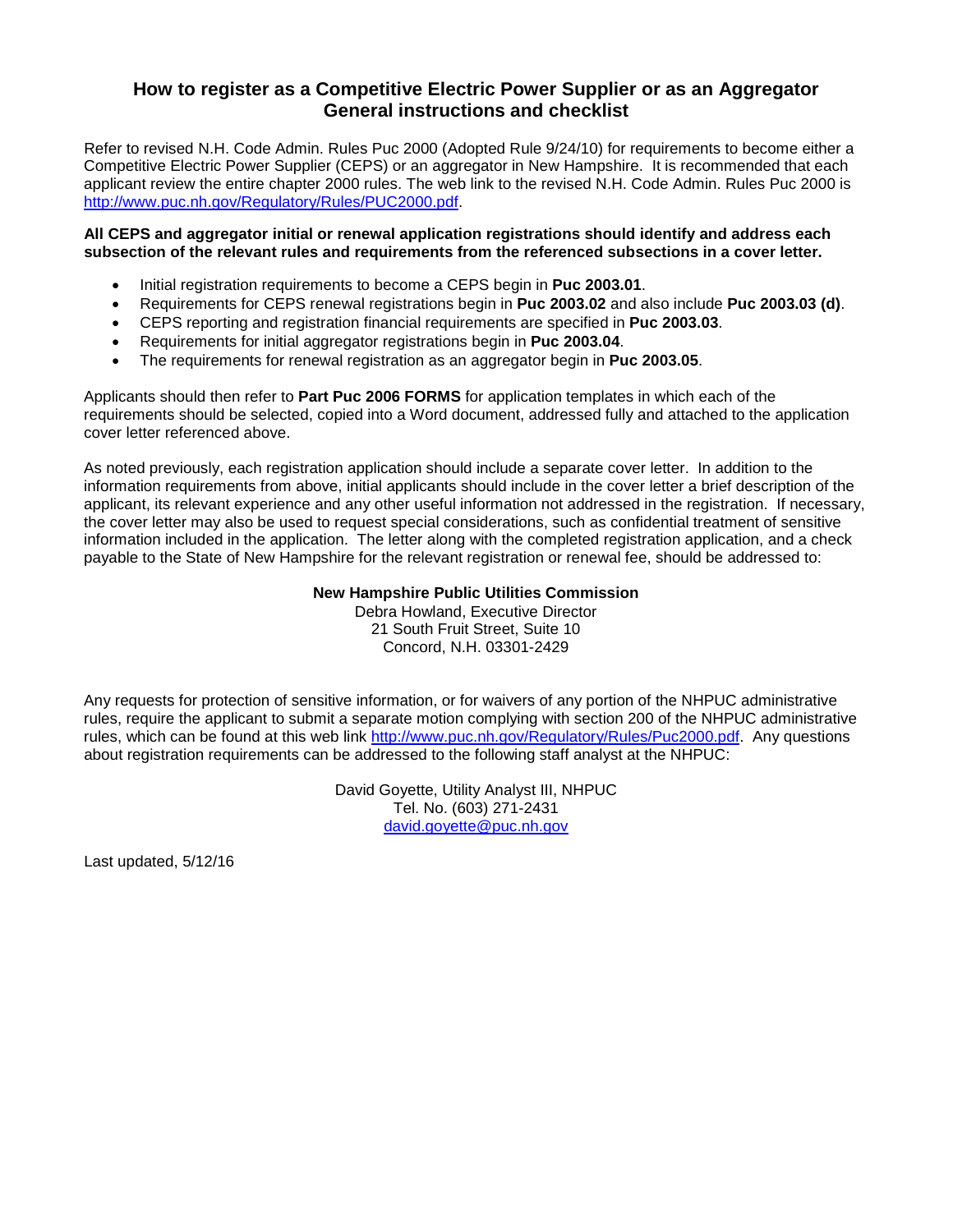# How to register as a Competitive Electric Power Supplier or as an Aggregator
## General instructions and checklist

Refer to revised N.H. Code Admin. Rules Puc 2000 (Adopted Rule 9/24/10) for requirements to become either a Competitive Electric Power Supplier (CEPS) or an aggregator in New Hampshire. It is recommended that each applicant review the entire chapter 2000 rules. The web link to the revised N.H. Code Admin. Rules Puc 2000 is http://www.puc.nh.gov/Regulatory/Rules/PUC2000.pdf.

**All CEPS and aggregator initial or renewal application registrations should identify and address each subsection of the relevant rules and requirements from the referenced subsections in a cover letter.**

- Initial registration requirements to become a CEPS begin in **Puc 2003.01**.
- Requirements for CEPS renewal registrations begin in **Puc 2003.02** and also include **Puc 2003.03 (d)**.
- CEPS reporting and registration financial requirements are specified in **Puc 2003.03**.
- Requirements for initial aggregator registrations begin in **Puc 2003.04**.
- The requirements for renewal registration as an aggregator begin in **Puc 2003.05**.

Applicants should then refer to **Part Puc 2006 FORMS** for application templates in which each of the requirements should be selected, copied into a Word document, addressed fully and attached to the application cover letter referenced above.

As noted previously, each registration application should include a separate cover letter. In addition to the information requirements from above, initial applicants should include in the cover letter a brief description of the applicant, its relevant experience and any other useful information not addressed in the registration. If necessary, the cover letter may also be used to request special considerations, such as confidential treatment of sensitive information included in the application. The letter along with the completed registration application, and a check payable to the State of New Hampshire for the relevant registration or renewal fee, should be addressed to:

**New Hampshire Public Utilities Commission**
Debra Howland, Executive Director
21 South Fruit Street, Suite 10
Concord, N.H. 03301-2429

Any requests for protection of sensitive information, or for waivers of any portion of the NHPUC administrative rules, require the applicant to submit a separate motion complying with section 200 of the NHPUC administrative rules, which can be found at this web link http://www.puc.nh.gov/Regulatory/Rules/Puc2000.pdf. Any questions about registration requirements can be addressed to the following staff analyst at the NHPUC:

David Goyette, Utility Analyst III, NHPUC
Tel. No. (603) 271-2431
david.goyette@puc.nh.gov

Last updated, 5/12/16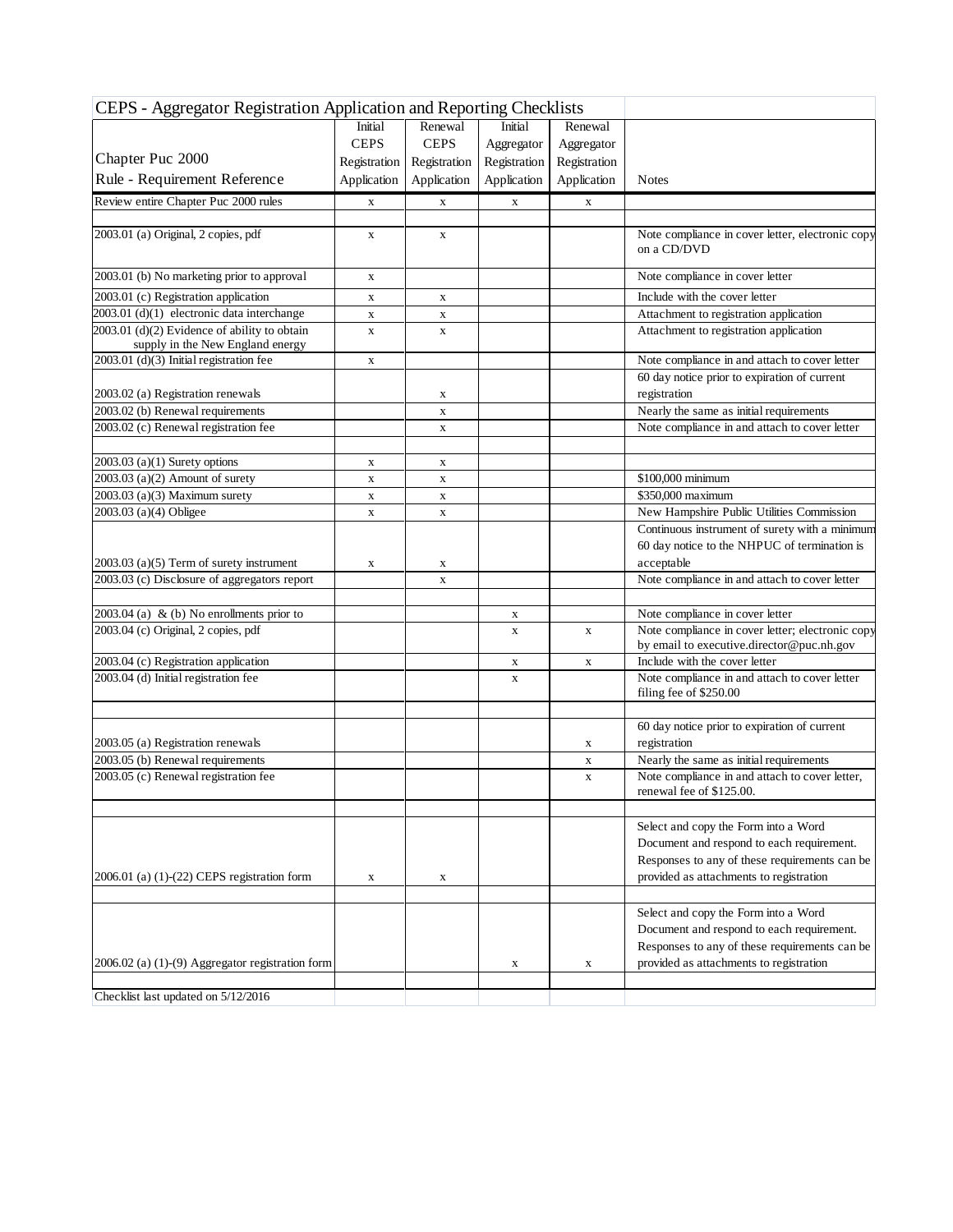# CEPS - Aggregator Registration Application and Reporting Checklists

| Chapter Puc 2000 Rule - Requirement Reference | Initial CEPS Registration Application | Renewal CEPS Registration Application | Initial Aggregator Registration Application | Renewal Aggregator Registration Application | Notes |
|---|---|---|---|---|---|
| Review entire Chapter Puc 2000 rules | x | x | x | x | |
| | | | | | |
| 2003.01 (a) Original, 2 copies, pdf | x | x | | | Note compliance in cover letter, electronic copy on a CD/DVD |
| 2003.01 (b) No marketing prior to approval | x | | | | Note compliance in cover letter |
| 2003.01 (c) Registration application | x | x | | | Include with the cover letter |
| 2003.01 (d)(1) electronic data interchange | x | x | | | Attachment to registration application |
| 2003.01 (d)(2) Evidence of ability to obtain supply in the New England energy | x | x | | | Attachment to registration application |
| 2003.01 (d)(3) Initial registration fee | x | | | | Note compliance in and attach to cover letter |
| 2003.02 (a) Registration renewals | | x | | | 60 day notice prior to expiration of current registration |
| 2003.02 (b) Renewal requirements | | x | | | Nearly the same as initial requirements |
| 2003.02 (c) Renewal registration fee | | x | | | Note compliance in and attach to cover letter |
| | | | | | |
| 2003.03 (a)(1) Surety options | x | x | | | |
| 2003.03 (a)(2) Amount of surety | x | x | | | $100,000 minimum |
| 2003.03 (a)(3) Maximum surety | x | x | | | $350,000 maximum |
| 2003.03 (a)(4) Obligee | x | x | | | New Hampshire Public Utilities Commission |
| 2003.03 (a)(5) Term of surety instrument | x | x | | | Continuous instrument of surety with a minimum 60 day notice to the NHPUC of termination is acceptable |
| 2003.03 (c) Disclosure of aggregators report | | x | | | Note compliance in and attach to cover letter |
| | | | | | |
| 2003.04 (a) & (b) No enrollments prior to | | | x | | Note compliance in cover letter |
| 2003.04 (c) Original, 2 copies, pdf | | | x | x | Note compliance in cover letter; electronic copy by email to executive.director@puc.nh.gov |
| 2003.04 (c) Registration application | | | x | x | Include with the cover letter |
| 2003.04 (d) Initial registration fee | | | x | | Note compliance in and attach to cover letter filing fee of $250.00 |
| | | | | | |
| 2003.05 (a) Registration renewals | | | | x | 60 day notice prior to expiration of current registration |
| 2003.05 (b) Renewal requirements | | | | x | Nearly the same as initial requirements |
| 2003.05 (c) Renewal registration fee | | | | x | Note compliance in and attach to cover letter, renewal fee of $125.00. |
| | | | | | |
| 2006.01 (a) (1)-(22) CEPS registration form | x | x | | | Select and copy the Form into a Word Document and respond to each requirement. Responses to any of these requirements can be provided as attachments to registration |
| | | | | | |
| 2006.02 (a) (1)-(9) Aggregator registration form | | | x | x | Select and copy the Form into a Word Document and respond to each requirement. Responses to any of these requirements can be provided as attachments to registration |
| | | | | | |
| Checklist last updated on 5/12/2016 | | | | | |